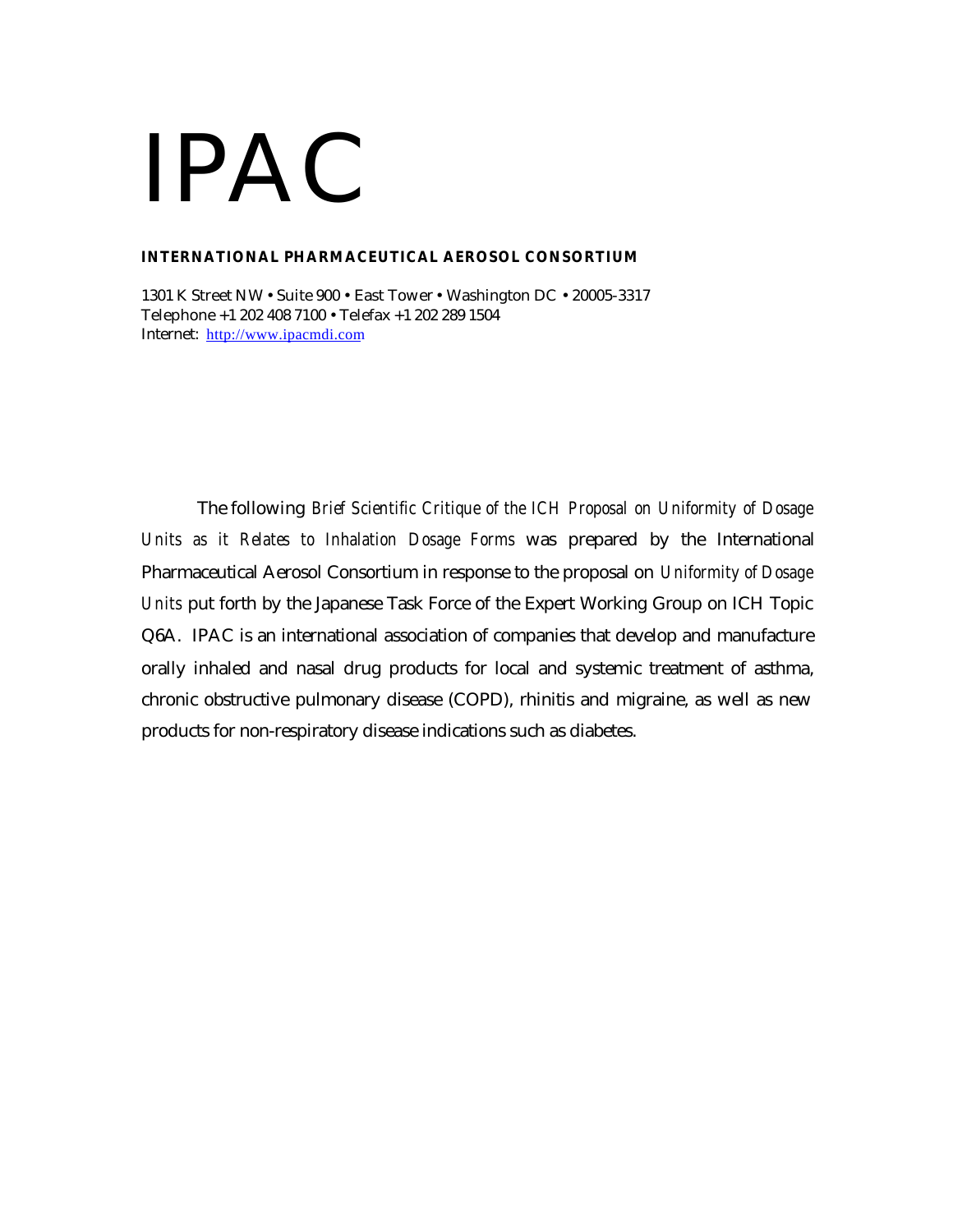# IPAC

**INTERNATIONAL PHARMACEUTICAL AEROSOL CONSORTIUM**

1301 K Street NW • Suite 900 • East Tower • Washington DC • 20005-3317
Telephone +1 202 408 7100 • Telefax +1 202 289 1504
Internet: http://www.ipacmdi.com

The following *Brief Scientific Critique of the ICH Proposal on Uniformity of Dosage Units as it Relates to Inhalation Dosage Forms* was prepared by the International Pharmaceutical Aerosol Consortium in response to the proposal on *Uniformity of Dosage Units* put forth by the Japanese Task Force of the Expert Working Group on ICH Topic Q6A. IPAC is an international association of companies that develop and manufacture orally inhaled and nasal drug products for local and systemic treatment of asthma, chronic obstructive pulmonary disease (COPD), rhinitis and migraine, as well as new products for non-respiratory disease indications such as diabetes.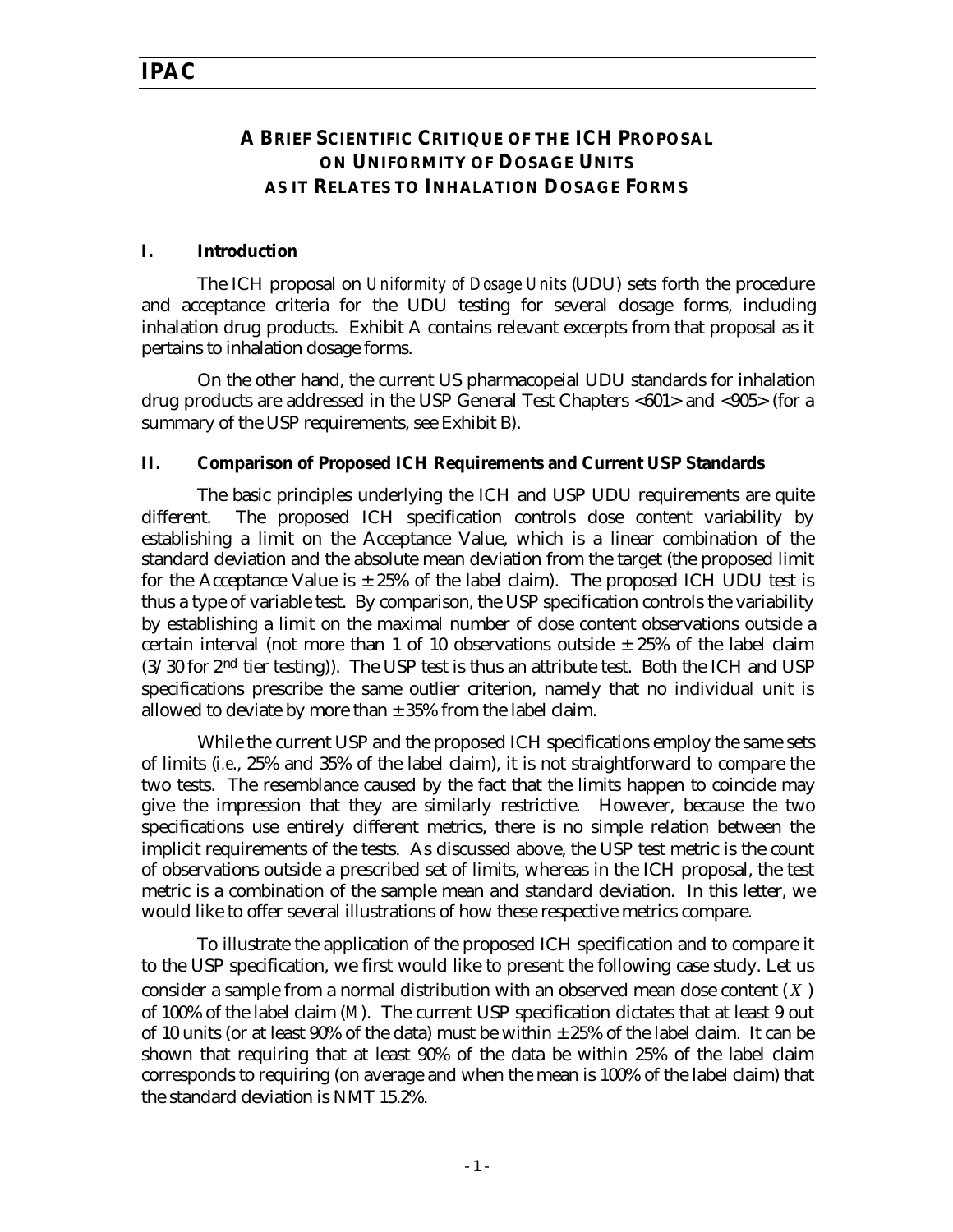# A Brief Scientific Critique of the ICH Proposal on Uniformity of Dosage Units as it Relates to Inhalation Dosage Forms

## I. Introduction

The ICH proposal on *Uniformity of Dosage Units* (UDU) sets forth the procedure and acceptance criteria for the UDU testing for several dosage forms, including inhalation drug products. Exhibit A contains relevant excerpts from that proposal as it pertains to inhalation dosage forms.

On the other hand, the current US pharmacopeial UDU standards for inhalation drug products are addressed in the USP General Test Chapters <601> and <905> (for a summary of the USP requirements, see Exhibit B).

## II. Comparison of Proposed ICH Requirements and Current USP Standards

The basic principles underlying the ICH and USP UDU requirements are quite different. The proposed ICH specification controls dose content variability by establishing a limit on the Acceptance Value, which is a linear combination of the standard deviation and the absolute mean deviation from the target (the proposed limit for the Acceptance Value is ± 25% of the label claim). The proposed ICH UDU test is thus a type of variable test. By comparison, the USP specification controls the variability by establishing a limit on the maximal number of dose content observations outside a certain interval (not more than 1 of 10 observations outside ± 25% of the label claim (3/30 for 2nd tier testing)). The USP test is thus an attribute test. Both the ICH and USP specifications prescribe the same outlier criterion, namely that no individual unit is allowed to deviate by more than ± 35% from the label claim.

While the current USP and the proposed ICH specifications employ the same sets of limits (*i.e.*, 25% and 35% of the label claim), it is not straightforward to compare the two tests. The resemblance caused by the fact that the limits happen to coincide may give the impression that they are similarly restrictive. However, because the two specifications use entirely different metrics, there is no simple relation between the implicit requirements of the tests. As discussed above, the USP test metric is the count of observations outside a prescribed set of limits, whereas in the ICH proposal, the test metric is a combination of the sample mean and standard deviation. In this letter, we would like to offer several illustrations of how these respective metrics compare.

To illustrate the application of the proposed ICH specification and to compare it to the USP specification, we first would like to present the following case study. Let us consider a sample from a normal distribution with an observed mean dose content ($\bar{X}$) of 100% of the label claim ($M$). The current USP specification dictates that at least 9 out of 10 units (or at least 90% of the data) must be within ± 25% of the label claim. It can be shown that requiring that at least 90% of the data be within 25% of the label claim corresponds to requiring (on average and when the mean is 100% of the label claim) that the standard deviation is NMT 15.2%.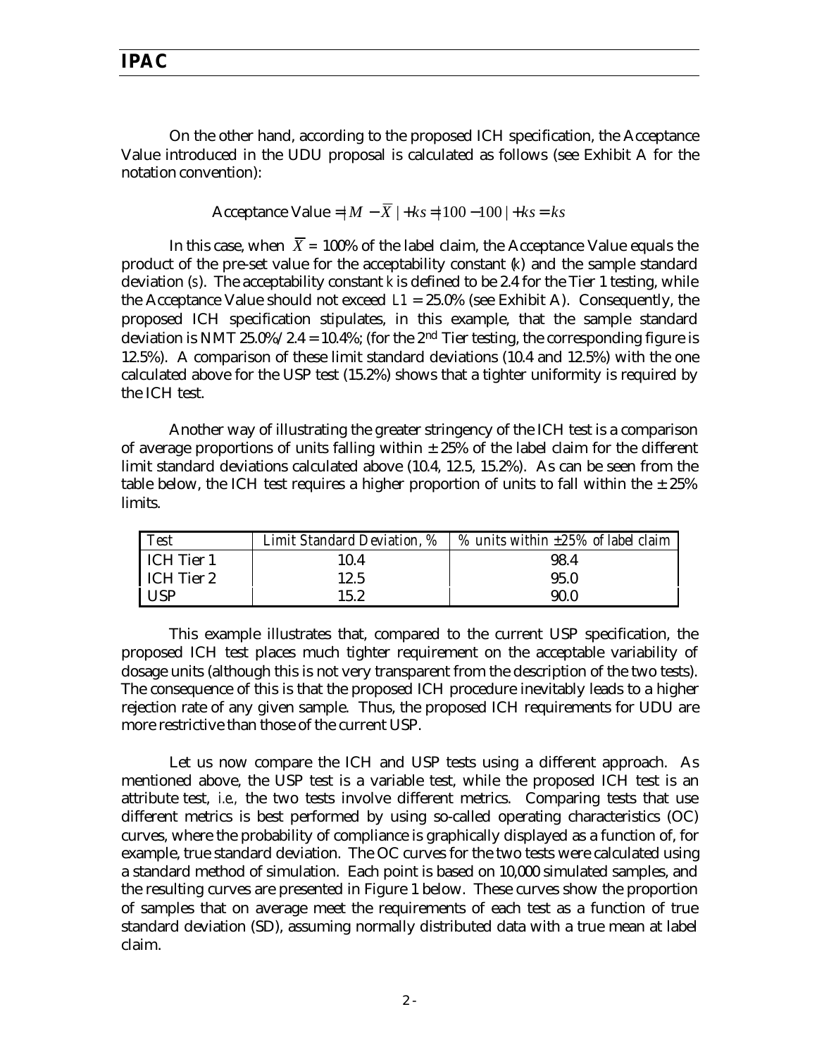On the other hand, according to the proposed ICH specification, the Acceptance Value introduced in the UDU proposal is calculated as follows (see Exhibit A for the notation convention):

$$\text{Acceptance Value} = |M - \overline{X}| + ks = |100 - 100| + ks = ks$$

In this case, when $\overline{X}$ = 100% of the label claim, the Acceptance Value equals the product of the pre-set value for the acceptability constant ($k$) and the sample standard deviation ($s$). The acceptability constant $k$ is defined to be 2.4 for the Tier 1 testing, while the Acceptance Value should not exceed $L1$ = 25.0% (see Exhibit A). Consequently, the proposed ICH specification stipulates, in this example, that the sample standard deviation is NMT 25.0%/2.4 = 10.4%; (for the 2nd Tier testing, the corresponding figure is 12.5%). A comparison of these limit standard deviations (10.4 and 12.5%) with the one calculated above for the USP test (15.2%) shows that a tighter uniformity is required by the ICH test.

Another way of illustrating the greater stringency of the ICH test is a comparison of average proportions of units falling within ± 25% of the label claim for the different limit standard deviations calculated above (10.4, 12.5, 15.2%). As can be seen from the table below, the ICH test requires a higher proportion of units to fall within the ± 25% limits.

| *Test* | *Limit Standard Deviation, %* | *% units within ±25% of label claim* |
|---|---|---|
| ICH Tier 1 | 10.4 | 98.4 |
| ICH Tier 2 | 12.5 | 95.0 |
| USP | 15.2 | 90.0 |

This example illustrates that, compared to the current USP specification, the proposed ICH test places much tighter requirement on the acceptable variability of dosage units (although this is not very transparent from the description of the two tests). The consequence of this is that the proposed ICH procedure inevitably leads to a higher rejection rate of any given sample. Thus, the proposed ICH requirements for UDU are more restrictive than those of the current USP.

Let us now compare the ICH and USP tests using a different approach. As mentioned above, the USP test is a variable test, while the proposed ICH test is an attribute test, *i.e.,* the two tests involve different metrics. Comparing tests that use different metrics is best performed by using so-called operating characteristics (OC) curves, where the probability of compliance is graphically displayed as a function of, for example, true standard deviation. The OC curves for the two tests were calculated using a standard method of simulation. Each point is based on 10,000 simulated samples, and the resulting curves are presented in Figure 1 below. These curves show the proportion of samples that on average meet the requirements of each test as a function of true standard deviation (SD), assuming normally distributed data with a true mean at label claim.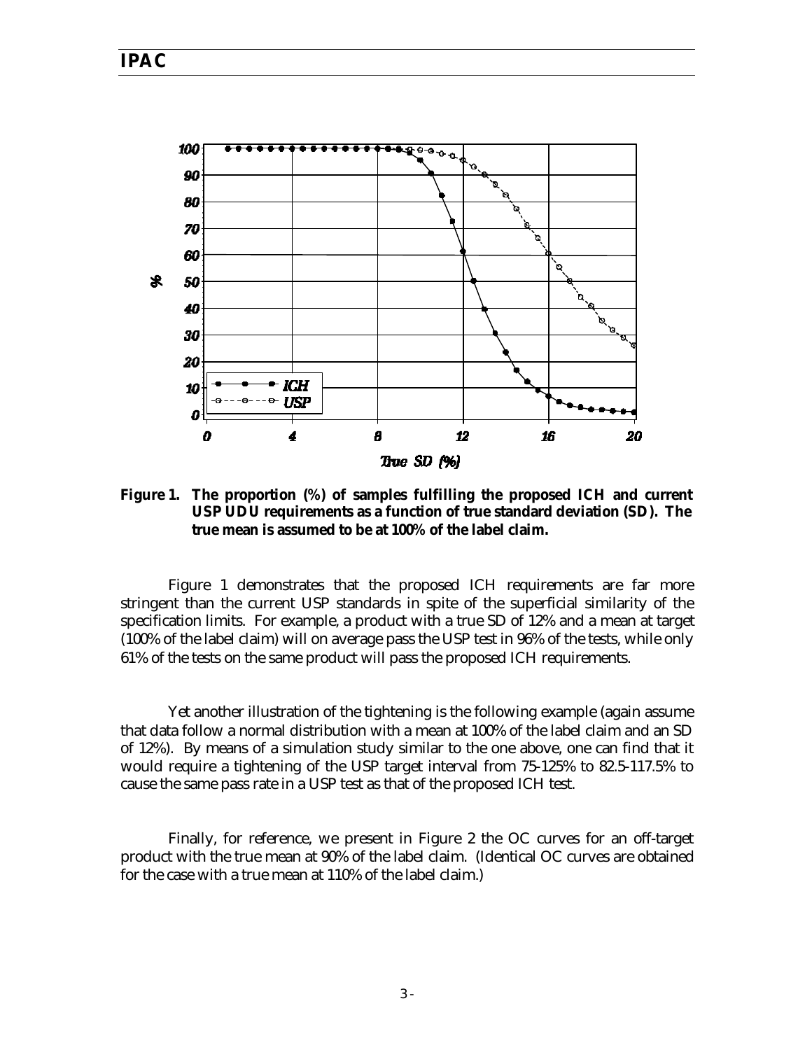**Figure 1. The proportion (%) of samples fulfilling the proposed ICH and current USP UDU requirements as a function of true standard deviation (SD). The true mean is assumed to be at 100% of the label claim.**

Figure 1 demonstrates that the proposed ICH requirements are far more stringent than the current USP standards in spite of the superficial similarity of the specification limits. For example, a product with a true SD of 12% and a mean at target (100% of the label claim) will on average pass the USP test in 96% of the tests, while only 61% of the tests on the same product will pass the proposed ICH requirements.

Yet another illustration of the tightening is the following example (again assume that data follow a normal distribution with a mean at 100% of the label claim and an SD of 12%). By means of a simulation study similar to the one above, one can find that it would require a tightening of the USP target interval from 75-125% to 82.5-117.5% to cause the same pass rate in a USP test as that of the proposed ICH test.

Finally, for reference, we present in Figure 2 the OC curves for an off-target product with the true mean at 90% of the label claim. (Identical OC curves are obtained for the case with a true mean at 110% of the label claim.)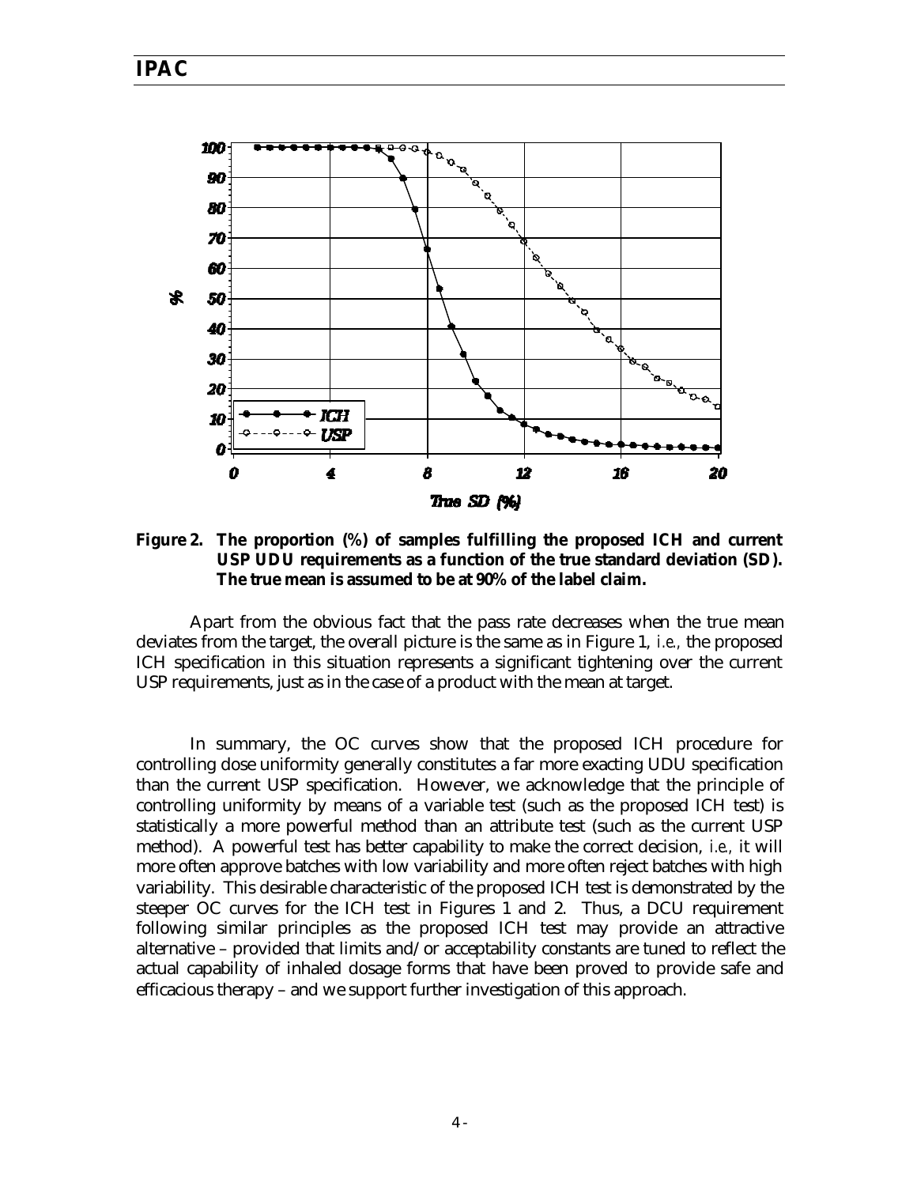**Figure 2. The proportion (%) of samples fulfilling the proposed ICH and current USP UDU requirements as a function of the true standard deviation (SD). The true mean is assumed to be at 90% of the label claim.**

Apart from the obvious fact that the pass rate decreases when the true mean deviates from the target, the overall picture is the same as in Figure 1, *i.e.,* the proposed ICH specification in this situation represents a significant tightening over the current USP requirements, just as in the case of a product with the mean at target.

In summary, the OC curves show that the proposed ICH procedure for controlling dose uniformity generally constitutes a far more exacting UDU specification than the current USP specification. However, we acknowledge that the principle of controlling uniformity by means of a variable test (such as the proposed ICH test) is statistically a more powerful method than an attribute test (such as the current USP method). A powerful test has better capability to make the correct decision, *i.e.,* it will more often approve batches with low variability and more often reject batches with high variability. This desirable characteristic of the proposed ICH test is demonstrated by the steeper OC curves for the ICH test in Figures 1 and 2. Thus, a DCU requirement following similar principles as the proposed ICH test may provide an attractive alternative – provided that limits and/or acceptability constants are tuned to reflect the actual capability of inhaled dosage forms that have been proved to provide safe and efficacious therapy – and we support further investigation of this approach.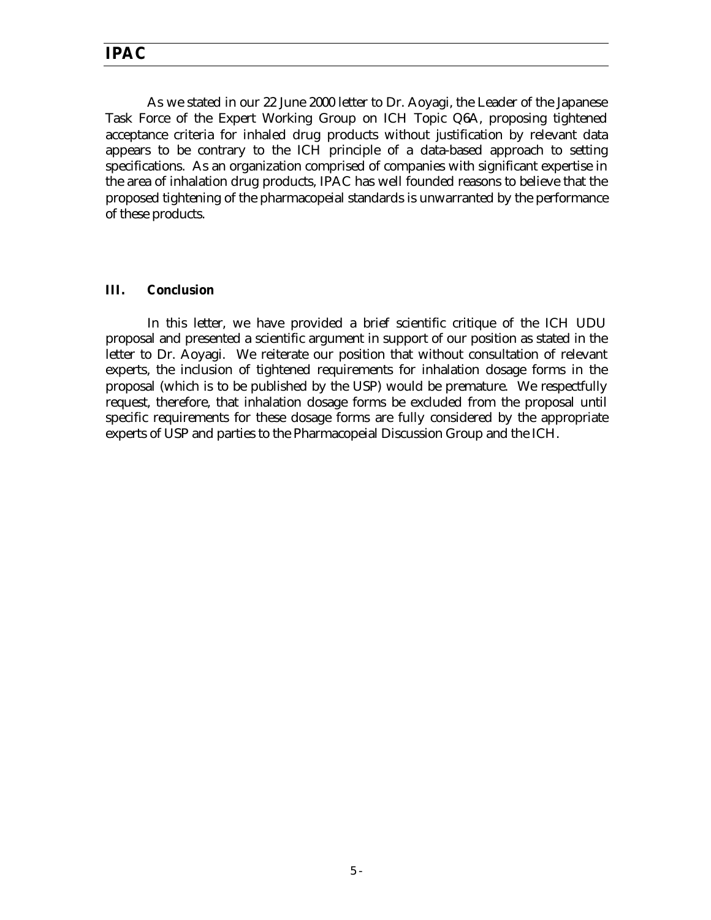As we stated in our 22 June 2000 letter to Dr. Aoyagi, the Leader of the Japanese Task Force of the Expert Working Group on ICH Topic Q6A, proposing tightened acceptance criteria for inhaled drug products without justification by relevant data appears to be contrary to the ICH principle of a data-based approach to setting specifications. As an organization comprised of companies with significant expertise in the area of inhalation drug products, IPAC has well founded reasons to believe that the proposed tightening of the pharmacopeial standards is unwarranted by the performance of these products.

## III. Conclusion

In this letter, we have provided a brief scientific critique of the ICH UDU proposal and presented a scientific argument in support of our position as stated in the letter to Dr. Aoyagi. We reiterate our position that without consultation of relevant experts, the inclusion of tightened requirements for inhalation dosage forms in the proposal (which is to be published by the USP) would be premature. We respectfully request, therefore, that inhalation dosage forms be excluded from the proposal until specific requirements for these dosage forms are fully considered by the appropriate experts of USP and parties to the Pharmacopeial Discussion Group and the ICH.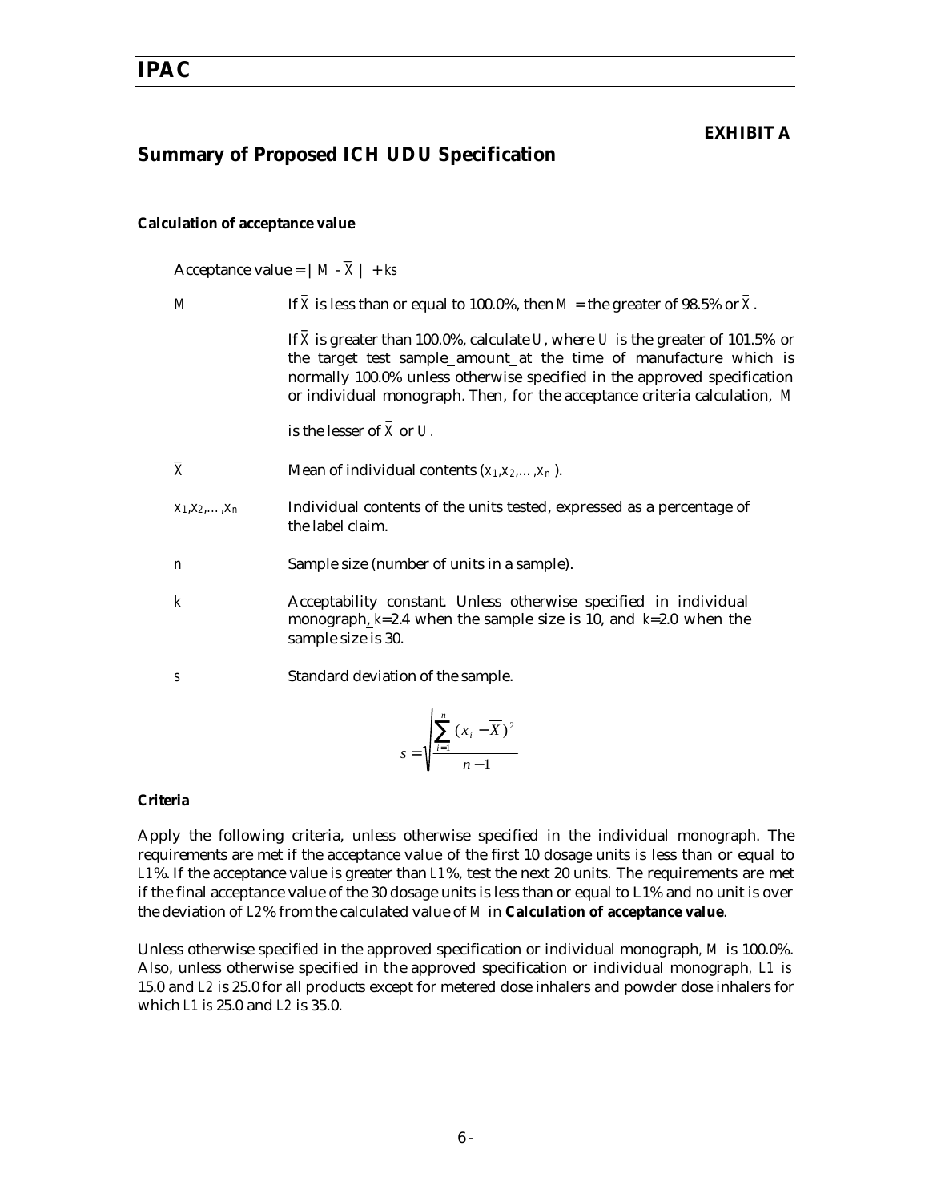**EXHIBIT A**

## Summary of Proposed ICH UDU Specification

**Calculation of acceptance value**

Acceptance value = $|M - \overline{X}| + ks$

| | |
|---|---|
| $M$ | If $\overline{X}$ is less than or equal to 100.0%, then $M$ = the greater of 98.5% or $\overline{X}$.<br><br>If $\overline{X}$ is greater than 100.0%, calculate $U$, where $U$ is the greater of 101.5% or the target test sample_amount_at the time of manufacture which is normally 100.0% unless otherwise specified in the approved specification or individual monograph. Then, for the acceptance criteria calculation, $M$ is the lesser of $\overline{X}$ or $U$. |
| $\overline{X}$ | Mean of individual contents ($x_1, x_2, \ldots, x_n$). |
| $x_1, x_2, \ldots, x_n$ | Individual contents of the units tested, expressed as a percentage of the label claim. |
| $n$ | Sample size (number of units in a sample). |
| $k$ | Acceptability constant. Unless otherwise specified in individual monograph, $k$=2.4 when the sample size is 10, and $k$=2.0 when the sample size is 30. |
| $s$ | Standard deviation of the sample. |

$$s = \sqrt{\frac{\sum_{i=1}^{n} (x_i - \overline{X})^2}{n-1}}$$

**Criteria**

Apply the following criteria, unless otherwise specified in the individual monograph. The requirements are met if the acceptance value of the first 10 dosage units is less than or equal to $L1$%. If the acceptance value is greater than $L1$%, test the next 20 units. The requirements are met if the final acceptance value of the 30 dosage units is less than or equal to L1% and no unit is over the deviation of $L2$% from the calculated value of $M$ in **Calculation of acceptance value**.

Unless otherwise specified in the approved specification or individual monograph, $M$ is 100.0%. Also, unless otherwise specified in the approved specification or individual monograph, $L1$ is 15.0 and $L2$ is 25.0 for all products except for metered dose inhalers and powder dose inhalers for which $L1$ is 25.0 and $L2$ is 35.0.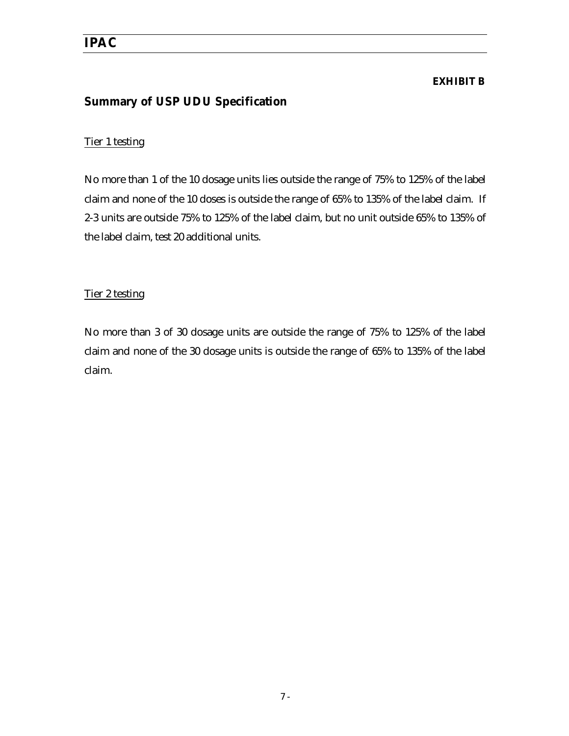**EXHIBIT B**

## Summary of USP UDU Specification

Tier 1 testing

No more than 1 of the 10 dosage units lies outside the range of 75% to 125% of the label claim and none of the 10 doses is outside the range of 65% to 135% of the label claim. If 2-3 units are outside 75% to 125% of the label claim, but no unit outside 65% to 135% of the label claim, test 20 additional units.

Tier 2 testing

No more than 3 of 30 dosage units are outside the range of 75% to 125% of the label claim and none of the 30 dosage units is outside the range of 65% to 135% of the label claim.